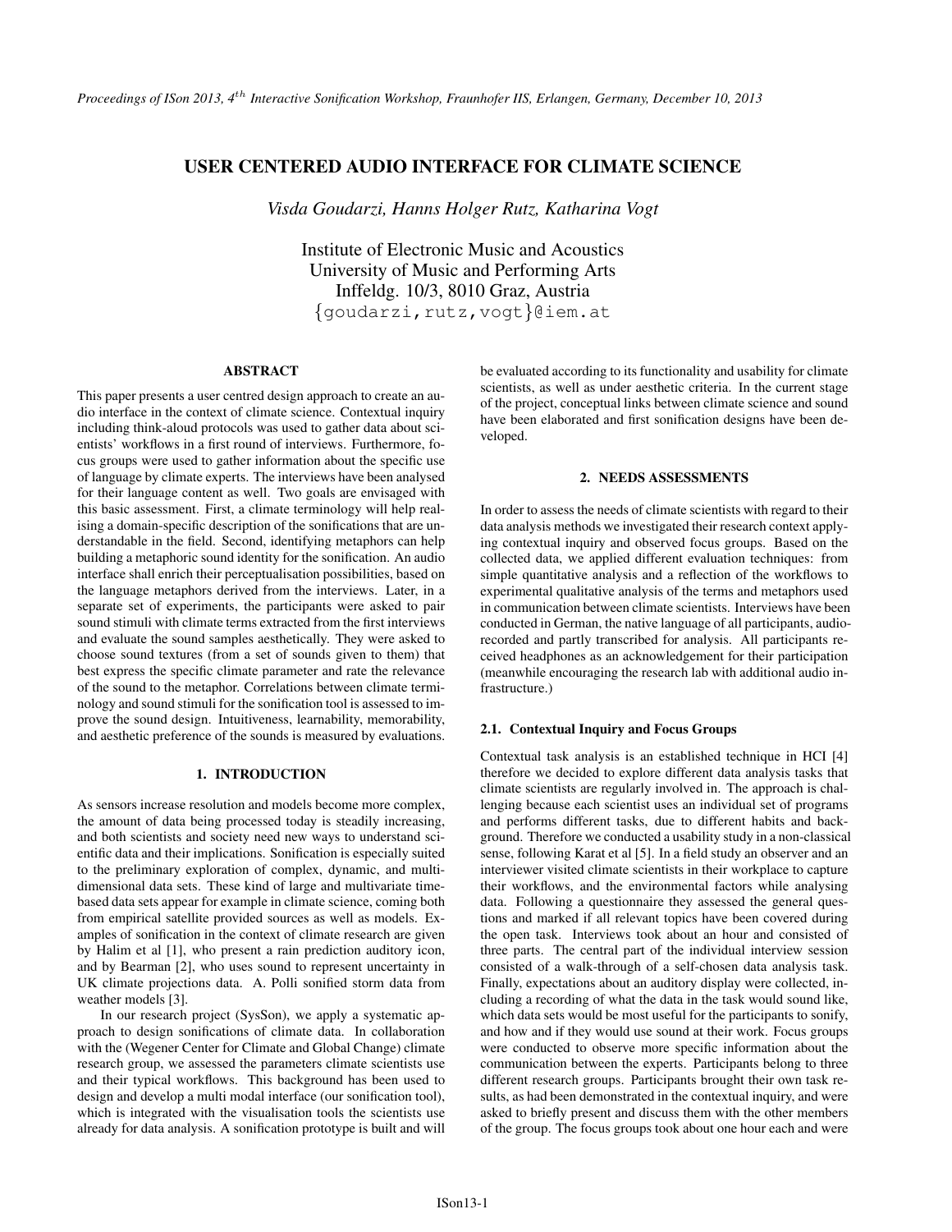# USER CENTERED AUDIO INTERFACE FOR CLIMATE SCIENCE

*Visda Goudarzi, Hanns Holger Rutz, Katharina Vogt*

Institute of Electronic Music and Acoustics
University of Music and Performing Arts
Inffeldg. 10/3, 8010 Graz, Austria
{goudarzi,rutz,vogt}@iem.at

## ABSTRACT

This paper presents a user centred design approach to create an audio interface in the context of climate science. Contextual inquiry including think-aloud protocols was used to gather data about scientists' workflows in a first round of interviews. Furthermore, focus groups were used to gather information about the specific use of language by climate experts. The interviews have been analysed for their language content as well. Two goals are envisaged with this basic assessment. First, a climate terminology will help realising a domain-specific description of the sonifications that are understandable in the field. Second, identifying metaphors can help building a metaphoric sound identity for the sonification. An audio interface shall enrich their perceptualisation possibilities, based on the language metaphors derived from the interviews. Later, in a separate set of experiments, the participants were asked to pair sound stimuli with climate terms extracted from the first interviews and evaluate the sound samples aesthetically. They were asked to choose sound textures (from a set of sounds given to them) that best express the specific climate parameter and rate the relevance of the sound to the metaphor. Correlations between climate terminology and sound stimuli for the sonification tool is assessed to improve the sound design. Intuitiveness, learnability, memorability, and aesthetic preference of the sounds is measured by evaluations.

## 1. INTRODUCTION

As sensors increase resolution and models become more complex, the amount of data being processed today is steadily increasing, and both scientists and society need new ways to understand scientific data and their implications. Sonification is especially suited to the preliminary exploration of complex, dynamic, and multi-dimensional data sets. These kind of large and multivariate time-based data sets appear for example in climate science, coming both from empirical satellite provided sources as well as models. Examples of sonification in the context of climate research are given by Halim et al [1], who present a rain prediction auditory icon, and by Bearman [2], who uses sound to represent uncertainty in UK climate projections data. A. Polli sonified storm data from weather models [3].

In our research project (SysSon), we apply a systematic approach to design sonifications of climate data. In collaboration with the (Wegener Center for Climate and Global Change) climate research group, we assessed the parameters climate scientists use and their typical workflows. This background has been used to design and develop a multi modal interface (our sonification tool), which is integrated with the visualisation tools the scientists use already for data analysis. A sonification prototype is built and will be evaluated according to its functionality and usability for climate scientists, as well as under aesthetic criteria. In the current stage of the project, conceptual links between climate science and sound have been elaborated and first sonification designs have been developed.

## 2. NEEDS ASSESSMENTS

In order to assess the needs of climate scientists with regard to their data analysis methods we investigated their research context applying contextual inquiry and observed focus groups. Based on the collected data, we applied different evaluation techniques: from simple quantitative analysis and a reflection of the workflows to experimental qualitative analysis of the terms and metaphors used in communication between climate scientists. Interviews have been conducted in German, the native language of all participants, audio-recorded and partly transcribed for analysis. All participants received headphones as an acknowledgement for their participation (meanwhile encouraging the research lab with additional audio infrastructure.)

### 2.1. Contextual Inquiry and Focus Groups

Contextual task analysis is an established technique in HCI [4] therefore we decided to explore different data analysis tasks that climate scientists are regularly involved in. The approach is challenging because each scientist uses an individual set of programs and performs different tasks, due to different habits and background. Therefore we conducted a usability study in a non-classical sense, following Karat et al [5]. In a field study an observer and an interviewer visited climate scientists in their workplace to capture their workflows, and the environmental factors while analysing data. Following a questionnaire they assessed the general questions and marked if all relevant topics have been covered during the open task. Interviews took about an hour and consisted of three parts. The central part of the individual interview session consisted of a walk-through of a self-chosen data analysis task. Finally, expectations about an auditory display were collected, including a recording of what the data in the task would sound like, which data sets would be most useful for the participants to sonify, and how and if they would use sound at their work. Focus groups were conducted to observe more specific information about the communication between the experts. Participants belong to three different research groups. Participants brought their own task results, as had been demonstrated in the contextual inquiry, and were asked to briefly present and discuss them with the other members of the group. The focus groups took about one hour each and were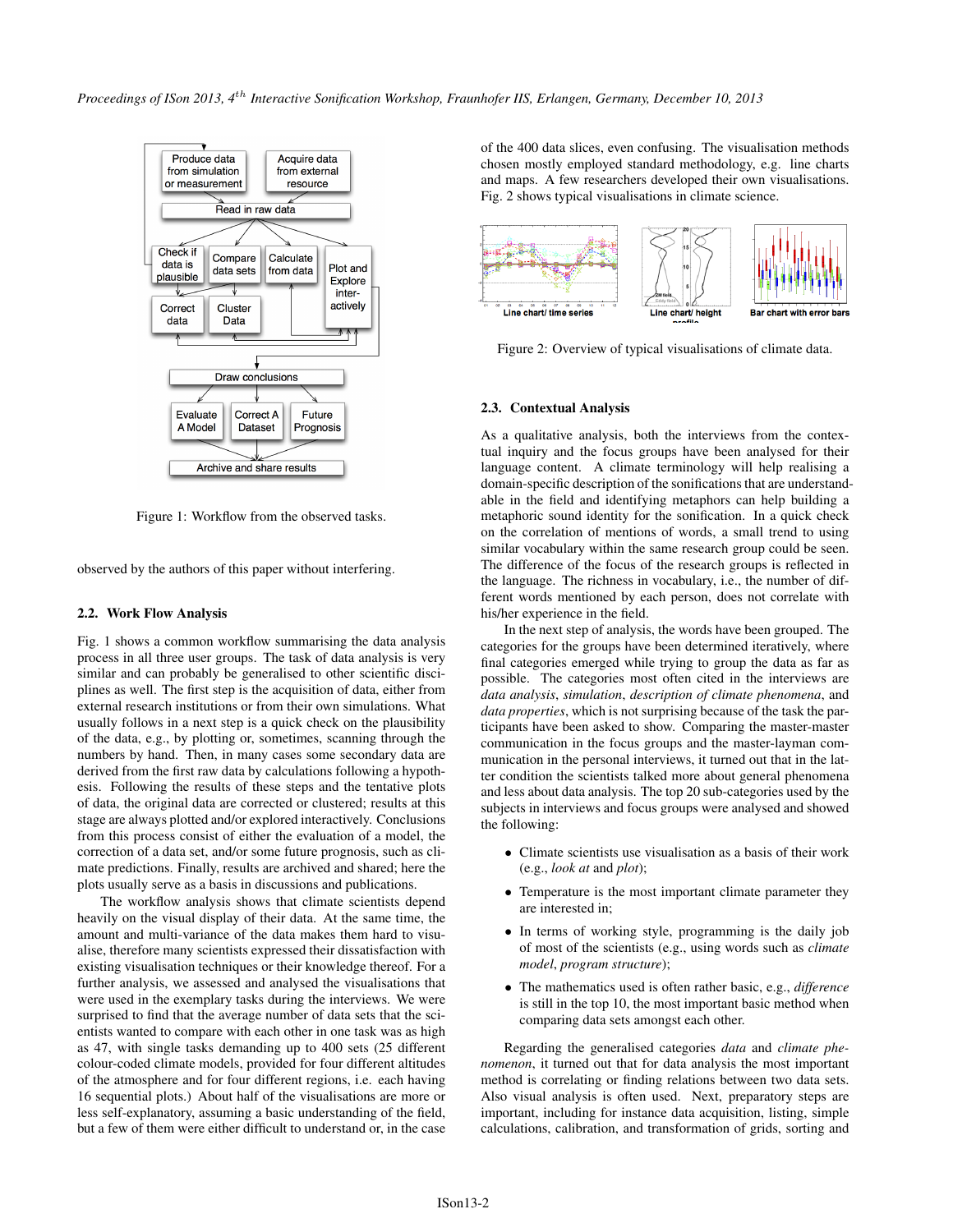Figure 1: Workflow from the observed tasks.

observed by the authors of this paper without interfering.

### 2.2. Work Flow Analysis

Fig. 1 shows a common workflow summarising the data analysis process in all three user groups. The task of data analysis is very similar and can probably be generalised to other scientific disciplines as well. The first step is the acquisition of data, either from external research institutions or from their own simulations. What usually follows in a next step is a quick check on the plausibility of the data, e.g., by plotting or, sometimes, scanning through the numbers by hand. Then, in many cases some secondary data are derived from the first raw data by calculations following a hypothesis. Following the results of these steps and the tentative plots of data, the original data are corrected or clustered; results at this stage are always plotted and/or explored interactively. Conclusions from this process consist of either the evaluation of a model, the correction of a data set, and/or some future prognosis, such as climate predictions. Finally, results are archived and shared; here the plots usually serve as a basis in discussions and publications.

The workflow analysis shows that climate scientists depend heavily on the visual display of their data. At the same time, the amount and multi-variance of the data makes them hard to visualise, therefore many scientists expressed their dissatisfaction with existing visualisation techniques or their knowledge thereof. For a further analysis, we assessed and analysed the visualisations that were used in the exemplary tasks during the interviews. We were surprised to find that the average number of data sets that the scientists wanted to compare with each other in one task was as high as 47, with single tasks demanding up to 400 sets (25 different colour-coded climate models, provided for four different altitudes of the atmosphere and for four different regions, i.e. each having 16 sequential plots.) About half of the visualisations are more or less self-explanatory, assuming a basic understanding of the field, but a few of them were either difficult to understand or, in the case of the 400 data slices, even confusing. The visualisation methods chosen mostly employed standard methodology, e.g. line charts and maps. A few researchers developed their own visualisations. Fig. 2 shows typical visualisations in climate science.

Figure 2: Overview of typical visualisations of climate data.

### 2.3. Contextual Analysis

As a qualitative analysis, both the interviews from the contextual inquiry and the focus groups have been analysed for their language content. A climate terminology will help realising a domain-specific description of the sonifications that are understandable in the field and identifying metaphors can help building a metaphoric sound identity for the sonification. In a quick check on the correlation of mentions of words, a small trend to using similar vocabulary within the same research group could be seen. The difference of the focus of the research groups is reflected in the language. The richness in vocabulary, i.e., the number of different words mentioned by each person, does not correlate with his/her experience in the field.

In the next step of analysis, the words have been grouped. The categories for the groups have been determined iteratively, where final categories emerged while trying to group the data as far as possible. The categories most often cited in the interviews are *data analysis*, *simulation*, *description of climate phenomena*, and *data properties*, which is not surprising because of the task the participants have been asked to show. Comparing the master-master communication in the focus groups and the master-layman communication in the personal interviews, it turned out that in the latter condition the scientists talked more about general phenomena and less about data analysis. The top 20 sub-categories used by the subjects in interviews and focus groups were analysed and showed the following:

- Climate scientists use visualisation as a basis of their work (e.g., *look at* and *plot*);
- Temperature is the most important climate parameter they are interested in;
- In terms of working style, programming is the daily job of most of the scientists (e.g., using words such as *climate model*, *program structure*);
- The mathematics used is often rather basic, e.g., *difference* is still in the top 10, the most important basic method when comparing data sets amongst each other.

Regarding the generalised categories *data* and *climate phenomenon*, it turned out that for data analysis the most important method is correlating or finding relations between two data sets. Also visual analysis is often used. Next, preparatory steps are important, including for instance data acquisition, listing, simple calculations, calibration, and transformation of grids, sorting and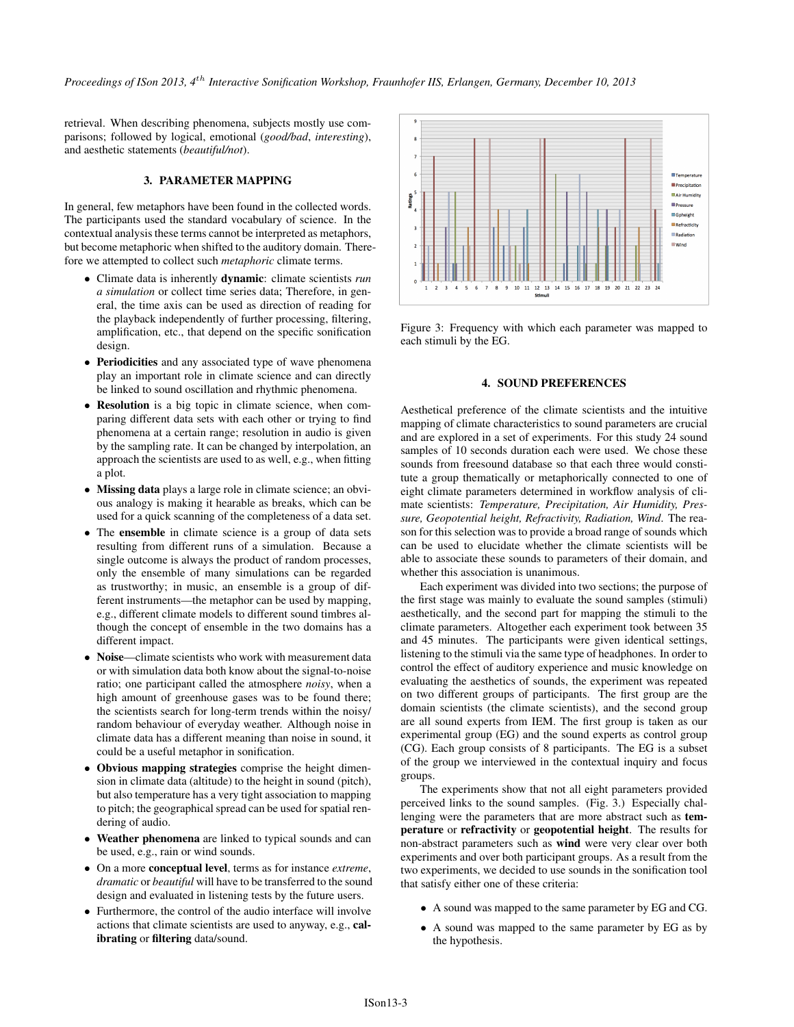retrieval. When describing phenomena, subjects mostly use comparisons; followed by logical, emotional (*good/bad*, *interesting*), and aesthetic statements (*beautiful/not*).

## 3. PARAMETER MAPPING

In general, few metaphors have been found in the collected words. The participants used the standard vocabulary of science. In the contextual analysis these terms cannot be interpreted as metaphors, but become metaphoric when shifted to the auditory domain. Therefore we attempted to collect such *metaphoric* climate terms.

- Climate data is inherently **dynamic**: climate scientists *run a simulation* or collect time series data; Therefore, in general, the time axis can be used as direction of reading for the playback independently of further processing, filtering, amplification, etc., that depend on the specific sonification design.
- **Periodicities** and any associated type of wave phenomena play an important role in climate science and can directly be linked to sound oscillation and rhythmic phenomena.
- **Resolution** is a big topic in climate science, when comparing different data sets with each other or trying to find phenomena at a certain range; resolution in audio is given by the sampling rate. It can be changed by interpolation, an approach the scientists are used to as well, e.g., when fitting a plot.
- **Missing data** plays a large role in climate science; an obvious analogy is making it hearable as breaks, which can be used for a quick scanning of the completeness of a data set.
- The **ensemble** in climate science is a group of data sets resulting from different runs of a simulation. Because a single outcome is always the product of random processes, only the ensemble of many simulations can be regarded as trustworthy; in music, an ensemble is a group of different instruments—the metaphor can be used by mapping, e.g., different climate models to different sound timbres although the concept of ensemble in the two domains has a different impact.
- **Noise**—climate scientists who work with measurement data or with simulation data both know about the signal-to-noise ratio; one participant called the atmosphere *noisy*, when a high amount of greenhouse gases was to be found there; the scientists search for long-term trends within the noisy/random behaviour of everyday weather. Although noise in climate data has a different meaning than noise in sound, it could be a useful metaphor in sonification.
- **Obvious mapping strategies** comprise the height dimension in climate data (altitude) to the height in sound (pitch), but also temperature has a very tight association to mapping to pitch; the geographical spread can be used for spatial rendering of audio.
- **Weather phenomena** are linked to typical sounds and can be used, e.g., rain or wind sounds.
- On a more **conceptual level**, terms as for instance *extreme*, *dramatic* or *beautiful* will have to be transferred to the sound design and evaluated in listening tests by the future users.
- Furthermore, the control of the audio interface will involve actions that climate scientists are used to anyway, e.g., **calibrating** or **filtering** data/sound.

Figure 3: Frequency with which each parameter was mapped to each stimuli by the EG.

## 4. SOUND PREFERENCES

Aesthetical preference of the climate scientists and the intuitive mapping of climate characteristics to sound parameters are crucial and are explored in a set of experiments. For this study 24 sound samples of 10 seconds duration each were used. We chose these sounds from freesound database so that each three would constitute a group thematically or metaphorically connected to one of eight climate parameters determined in workflow analysis of climate scientists: *Temperature, Precipitation, Air Humidity, Pressure, Geopotential height, Refractivity, Radiation, Wind*. The reason for this selection was to provide a broad range of sounds which can be used to elucidate whether the climate scientists will be able to associate these sounds to parameters of their domain, and whether this association is unanimous.

Each experiment was divided into two sections; the purpose of the first stage was mainly to evaluate the sound samples (stimuli) aesthetically, and the second part for mapping the stimuli to the climate parameters. Altogether each experiment took between 35 and 45 minutes. The participants were given identical settings, listening to the stimuli via the same type of headphones. In order to control the effect of auditory experience and music knowledge on evaluating the aesthetics of sounds, the experiment was repeated on two different groups of participants. The first group are the domain scientists (the climate scientists), and the second group are all sound experts from IEM. The first group is taken as our experimental group (EG) and the sound experts as control group (CG). Each group consists of 8 participants. The EG is a subset of the group we interviewed in the contextual inquiry and focus groups.

The experiments show that not all eight parameters provided perceived links to the sound samples. (Fig. 3.) Especially challenging were the parameters that are more abstract such as **temperature** or **refractivity** or **geopotential height**. The results for non-abstract parameters such as **wind** were very clear over both experiments and over both participant groups. As a result from the two experiments, we decided to use sounds in the sonification tool that satisfy either one of these criteria:

- A sound was mapped to the same parameter by EG and CG.
- A sound was mapped to the same parameter by EG as by the hypothesis.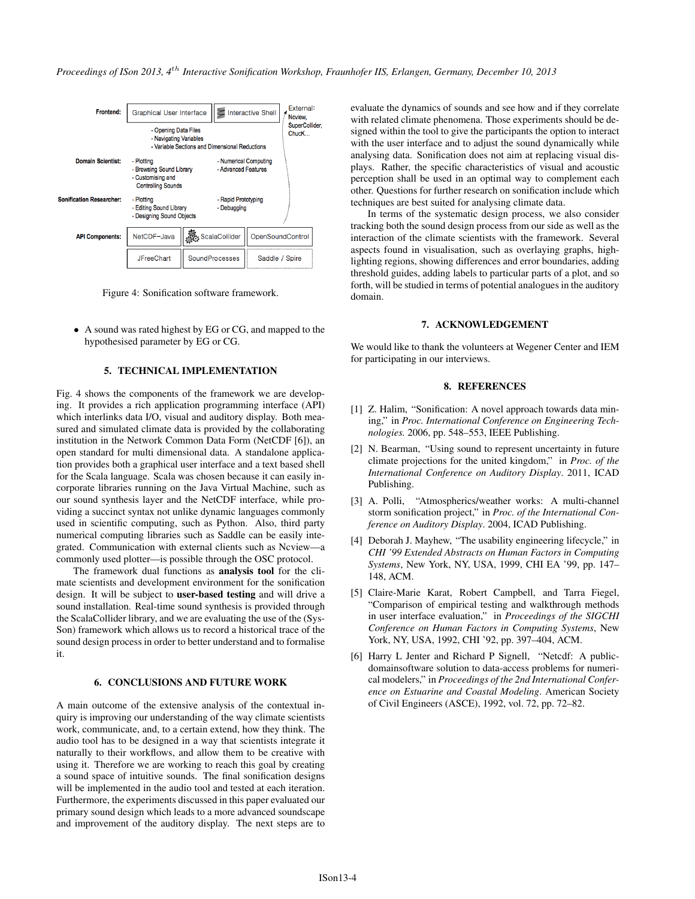Frontend:

Graphical User Interface

Interactive Shell

External: Ncview, SuperCollider, ChucK...

- Opening Data Files
- Navigating Variables
- Variable Sections and Dimensional Reductions

Domain Scientist:

- Plotting
- Browsing Sound Library
- Customising and Controlling Sounds
- Numerical Computing
- Advanced Features

Sonification Researcher:

- Plotting
- Editing Sound Library
- Designing Sound Objects
- Rapid Prototyping
- Debugging

API Components:

NetCDF−Java

ScalaCollider

OpenSoundControl

JFreeChart

SoundProcesses

Saddle / Spire

Figure 4: Sonification software framework.

- A sound was rated highest by EG or CG, and mapped to the hypothesised parameter by EG or CG.

## 5. TECHNICAL IMPLEMENTATION

Fig. 4 shows the components of the framework we are developing. It provides a rich application programming interface (API) which interlinks data I/O, visual and auditory display. Both measured and simulated climate data is provided by the collaborating institution in the Network Common Data Form (NetCDF [6]), an open standard for multi dimensional data. A standalone application provides both a graphical user interface and a text based shell for the Scala language. Scala was chosen because it can easily incorporate libraries running on the Java Virtual Machine, such as our sound synthesis layer and the NetCDF interface, while providing a succinct syntax not unlike dynamic languages commonly used in scientific computing, such as Python. Also, third party numerical computing libraries such as Saddle can be easily integrated. Communication with external clients such as Ncview—a commonly used plotter—is possible through the OSC protocol.

The framework dual functions as **analysis tool** for the climate scientists and development environment for the sonification design. It will be subject to **user-based testing** and will drive a sound installation. Real-time sound synthesis is provided through the ScalaCollider library, and we are evaluating the use of the (SysSon) framework which allows us to record a historical trace of the sound design process in order to better understand and to formalise it.

## 6. CONCLUSIONS AND FUTURE WORK

A main outcome of the extensive analysis of the contextual inquiry is improving our understanding of the way climate scientists work, communicate, and, to a certain extend, how they think. The audio tool has to be designed in a way that scientists integrate it naturally to their workflows, and allow them to be creative with using it. Therefore we are working to reach this goal by creating a sound space of intuitive sounds. The final sonification designs will be implemented in the audio tool and tested at each iteration. Furthermore, the experiments discussed in this paper evaluated our primary sound design which leads to a more advanced soundscape and improvement of the auditory display. The next steps are to evaluate the dynamics of sounds and see how and if they correlate with related climate phenomena. Those experiments should be designed within the tool to give the participants the option to interact with the user interface and to adjust the sound dynamically while analysing data. Sonification does not aim at replacing visual displays. Rather, the specific characteristics of visual and acoustic perception shall be used in an optimal way to complement each other. Questions for further research on sonification include which techniques are best suited for analysing climate data.

In terms of the systematic design process, we also consider tracking both the sound design process from our side as well as the interaction of the climate scientists with the framework. Several aspects found in visualisation, such as overlaying graphs, highlighting regions, showing differences and error boundaries, adding threshold guides, adding labels to particular parts of a plot, and so forth, will be studied in terms of potential analogues in the auditory domain.

## 7. ACKNOWLEDGEMENT

We would like to thank the volunteers at Wegener Center and IEM for participating in our interviews.

## 8. REFERENCES

[1] Z. Halim, "Sonification: A novel approach towards data mining," in *Proc. International Conference on Engineering Technologies.* 2006, pp. 548–553, IEEE Publishing.

[2] N. Bearman, "Using sound to represent uncertainty in future climate projections for the united kingdom," in *Proc. of the International Conference on Auditory Display*. 2011, ICAD Publishing.

[3] A. Polli, "Atmospherics/weather works: A multi-channel storm sonification project," in *Proc. of the International Conference on Auditory Display*. 2004, ICAD Publishing.

[4] Deborah J. Mayhew, "The usability engineering lifecycle," in *CHI '99 Extended Abstracts on Human Factors in Computing Systems*, New York, NY, USA, 1999, CHI EA '99, pp. 147–148, ACM.

[5] Claire-Marie Karat, Robert Campbell, and Tarra Fiegel, "Comparison of empirical testing and walkthrough methods in user interface evaluation," in *Proceedings of the SIGCHI Conference on Human Factors in Computing Systems*, New York, NY, USA, 1992, CHI '92, pp. 397–404, ACM.

[6] Harry L Jenter and Richard P Signell, "Netcdf: A public-domainsoftware solution to data-access problems for numerical modelers," in *Proceedings of the 2nd International Conference on Estuarine and Coastal Modeling*. American Society of Civil Engineers (ASCE), 1992, vol. 72, pp. 72–82.